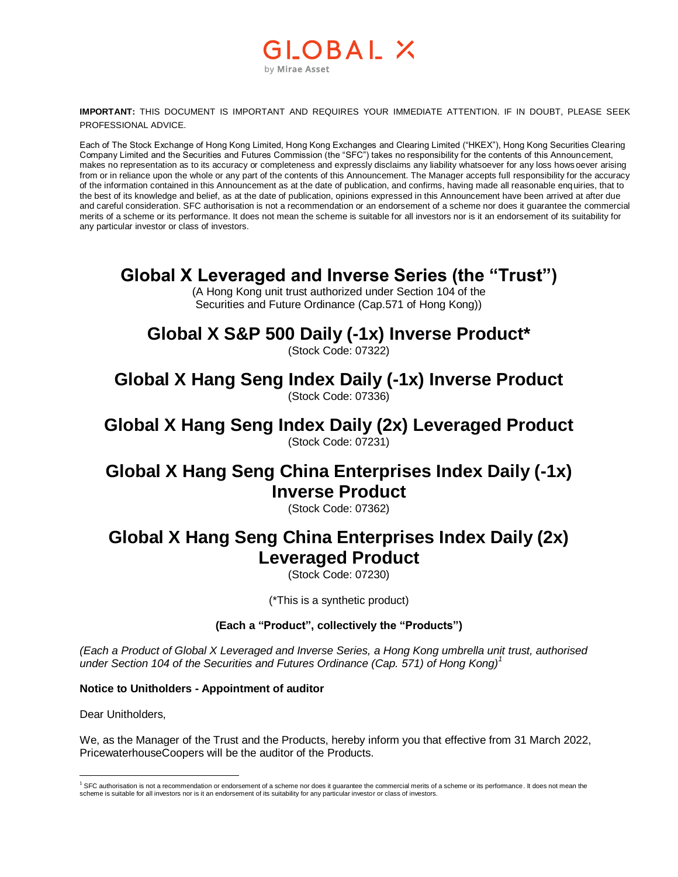GLOBAL X
by Mirae Asset

**IMPORTANT:** THIS DOCUMENT IS IMPORTANT AND REQUIRES YOUR IMMEDIATE ATTENTION. IF IN DOUBT, PLEASE SEEK PROFESSIONAL ADVICE.

Each of The Stock Exchange of Hong Kong Limited, Hong Kong Exchanges and Clearing Limited ("HKEX"), Hong Kong Securities Clearing Company Limited and the Securities and Futures Commission (the "SFC") takes no responsibility for the contents of this Announcement, makes no representation as to its accuracy or completeness and expressly disclaims any liability whatsoever for any loss howsoever arising from or in reliance upon the whole or any part of the contents of this Announcement. The Manager accepts full responsibility for the accuracy of the information contained in this Announcement as at the date of publication, and confirms, having made all reasonable enquiries, that to the best of its knowledge and belief, as at the date of publication, opinions expressed in this Announcement have been arrived at after due and careful consideration. SFC authorisation is not a recommendation or an endorsement of a scheme nor does it guarantee the commercial merits of a scheme or its performance. It does not mean the scheme is suitable for all investors nor is it an endorsement of its suitability for any particular investor or class of investors.

# Global X Leveraged and Inverse Series (the "Trust")

(A Hong Kong unit trust authorized under Section 104 of the Securities and Future Ordinance (Cap.571 of Hong Kong))

## Global X S&P 500 Daily (-1x) Inverse Product*

(Stock Code: 07322)

## Global X Hang Seng Index Daily (-1x) Inverse Product

(Stock Code: 07336)

## Global X Hang Seng Index Daily (2x) Leveraged Product

(Stock Code: 07231)

## Global X Hang Seng China Enterprises Index Daily (-1x) Inverse Product

(Stock Code: 07362)

## Global X Hang Seng China Enterprises Index Daily (2x) Leveraged Product

(Stock Code: 07230)

(*This is a synthetic product)

**(Each a "Product", collectively the "Products")**

*(Each a Product of Global X Leveraged and Inverse Series, a Hong Kong umbrella unit trust, authorised under Section 104 of the Securities and Futures Ordinance (Cap. 571) of Hong Kong)*[1]

**Notice to Unitholders - Appointment of auditor**

Dear Unitholders,

We, as the Manager of the Trust and the Products, hereby inform you that effective from 31 March 2022, PricewaterhouseCoopers will be the auditor of the Products.

[1] SFC authorisation is not a recommendation or endorsement of a scheme nor does it guarantee the commercial merits of a scheme or its performance. It does not mean the scheme is suitable for all investors nor is it an endorsement of its suitability for any particular investor or class of investors.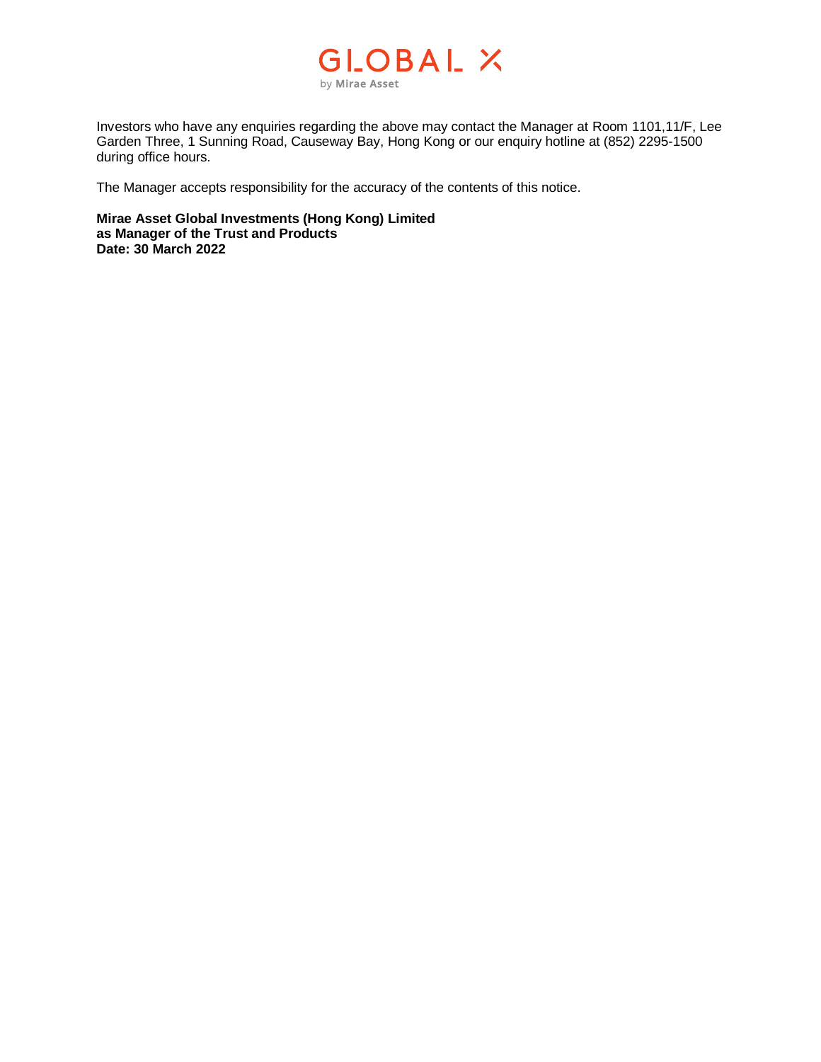Investors who have any enquiries regarding the above may contact the Manager at Room 1101,11/F, Lee Garden Three, 1 Sunning Road, Causeway Bay, Hong Kong or our enquiry hotline at (852) 2295-1500 during office hours.

The Manager accepts responsibility for the accuracy of the contents of this notice.

**Mirae Asset Global Investments (Hong Kong) Limited**
**as Manager of the Trust and Products**
**Date: 30 March 2022**